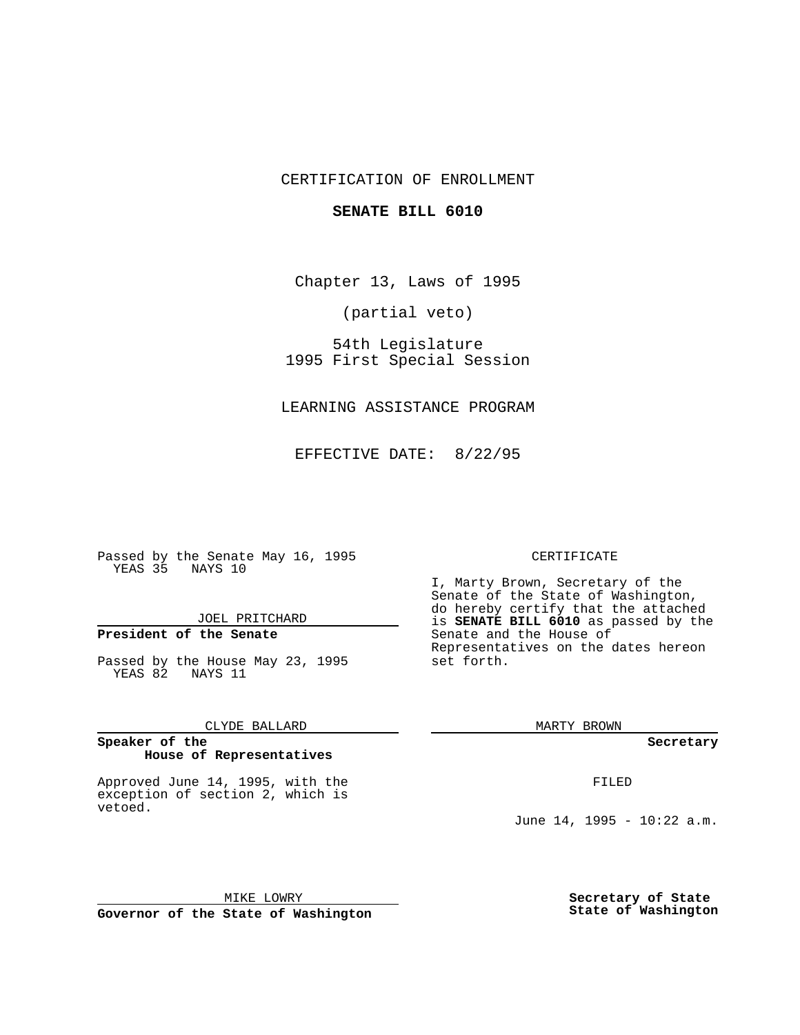CERTIFICATION OF ENROLLMENT

**SENATE BILL 6010**

Chapter 13, Laws of 1995

(partial veto)

54th Legislature
1995 First Special Session

LEARNING ASSISTANCE PROGRAM

EFFECTIVE DATE: 8/22/95

Passed by the Senate May 16, 1995
YEAS 35 NAYS 10

JOEL PRITCHARD

**President of the Senate**

Passed by the House May 23, 1995
YEAS 82 NAYS 11

CLYDE BALLARD

**Speaker of the House of Representatives**

Approved June 14, 1995, with the exception of section 2, which is vetoed.

MIKE LOWRY

**Governor of the State of Washington**

CERTIFICATE

I, Marty Brown, Secretary of the Senate of the State of Washington, do hereby certify that the attached is **SENATE BILL 6010** as passed by the Senate and the House of Representatives on the dates hereon set forth.

MARTY BROWN

**Secretary**

FILED

June 14, 1995 - 10:22 a.m.

**Secretary of State**
**State of Washington**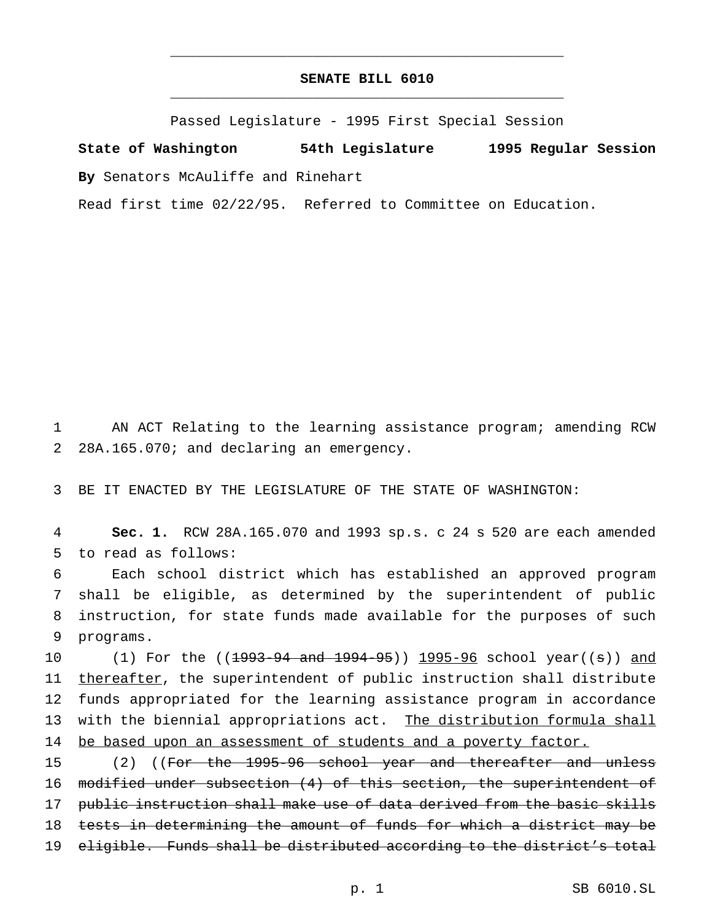# SENATE BILL 6010

Passed Legislature - 1995 First Special Session

**State of Washington 54th Legislature 1995 Regular Session**

**By** Senators McAuliffe and Rinehart

Read first time 02/22/95. Referred to Committee on Education.

AN ACT Relating to the learning assistance program; amending RCW 28A.165.070; and declaring an emergency.

BE IT ENACTED BY THE LEGISLATURE OF THE STATE OF WASHINGTON:

**Sec. 1.** RCW 28A.165.070 and 1993 sp.s. c 24 s 520 are each amended to read as follows:

Each school district which has established an approved program shall be eligible, as determined by the superintendent of public instruction, for state funds made available for the purposes of such programs.

(1) For the ((~~1993-94 and 1994-95~~)) 1995-96 school year((~~s~~)) and thereafter, the superintendent of public instruction shall distribute funds appropriated for the learning assistance program in accordance with the biennial appropriations act. The distribution formula shall be based upon an assessment of students and a poverty factor.

(2) ((~~For the 1995-96 school year and thereafter and unless modified under subsection (4) of this section, the superintendent of public instruction shall make use of data derived from the basic skills tests in determining the amount of funds for which a district may be eligible. Funds shall be distributed according to the district's total~~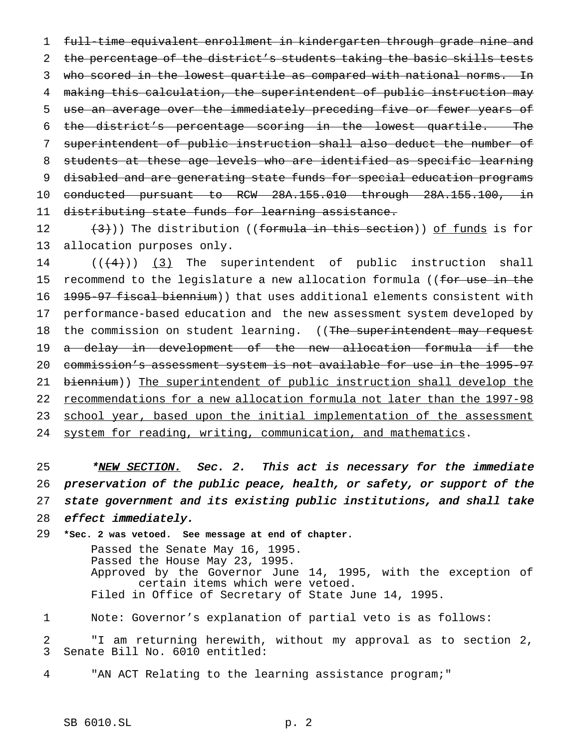~~full-time equivalent enrollment in kindergarten through grade nine and the percentage of the district's students taking the basic skills tests who scored in the lowest quartile as compared with national norms. In making this calculation, the superintendent of public instruction may use an average over the immediately preceding five or fewer years of the district's percentage scoring in the lowest quartile. The superintendent of public instruction shall also deduct the number of students at these age levels who are identified as specific learning disabled and are generating state funds for special education programs conducted pursuant to RCW 28A.155.010 through 28A.155.100, in distributing state funds for learning assistance.~~

~~(3)~~)) The distribution ((~~formula in this section~~)) <u>of funds</u> is for allocation purposes only.

((~~(4)~~)) <u>(3)</u> The superintendent of public instruction shall recommend to the legislature a new allocation formula ((~~for use in the 1995-97 fiscal biennium~~)) that uses additional elements consistent with performance-based education and the new assessment system developed by the commission on student learning. ((~~The superintendent may request a delay in development of the new allocation formula if the commission's assessment system is not available for use in the 1995-97 biennium~~)) <u>The superintendent of public instruction shall develop the recommendations for a new allocation formula not later than the 1997-98 school year, based upon the initial implementation of the assessment system for reading, writing, communication, and mathematics</u>.

***<u>NEW SECTION.</u> Sec. 2.** ***This act is necessary for the immediate preservation of the public peace, health, or safety, or support of the state government and its existing public institutions, and shall take effect immediately.***

**\*Sec. 2 was vetoed. See message at end of chapter.**

Passed the Senate May 16, 1995.
Passed the House May 23, 1995.
Approved by the Governor June 14, 1995, with the exception of certain items which were vetoed.
Filed in Office of Secretary of State June 14, 1995.

Note: Governor's explanation of partial veto is as follows:

"I am returning herewith, without my approval as to section 2, Senate Bill No. 6010 entitled:

"AN ACT Relating to the learning assistance program;"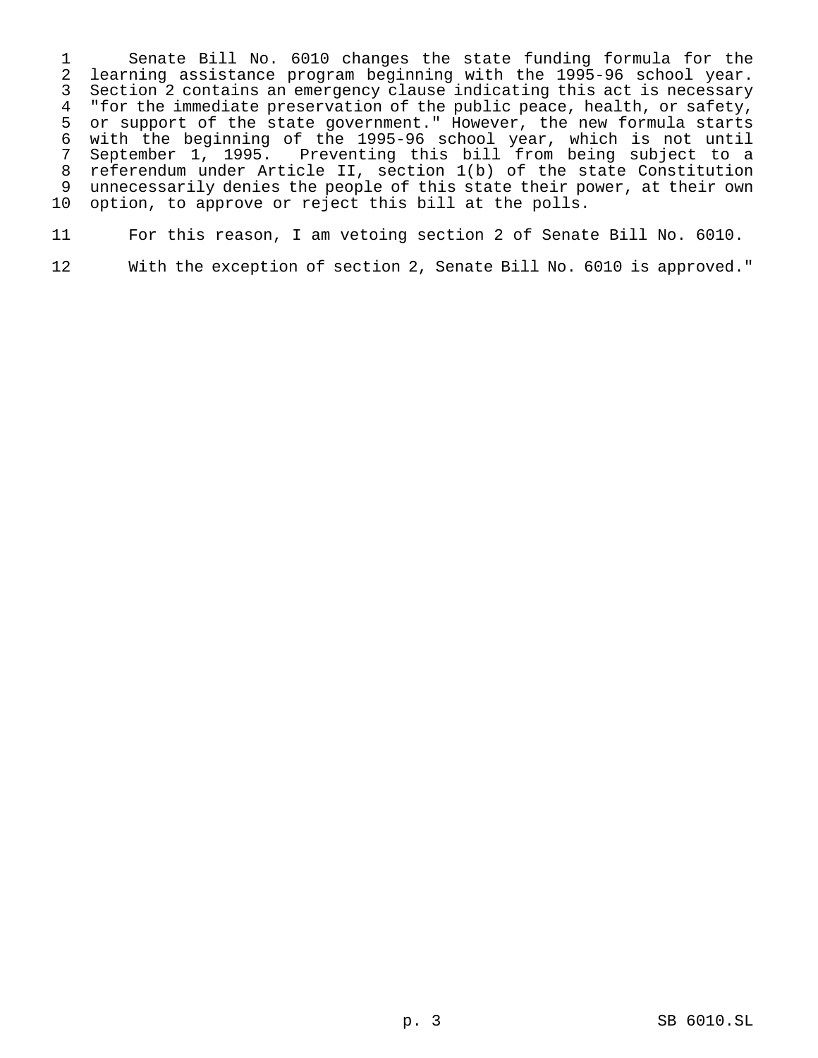Senate Bill No. 6010 changes the state funding formula for the learning assistance program beginning with the 1995-96 school year. Section 2 contains an emergency clause indicating this act is necessary "for the immediate preservation of the public peace, health, or safety, or support of the state government." However, the new formula starts with the beginning of the 1995-96 school year, which is not until September 1, 1995. Preventing this bill from being subject to a referendum under Article II, section 1(b) of the state Constitution unnecessarily denies the people of this state their power, at their own option, to approve or reject this bill at the polls.

For this reason, I am vetoing section 2 of Senate Bill No. 6010.

With the exception of section 2, Senate Bill No. 6010 is approved."